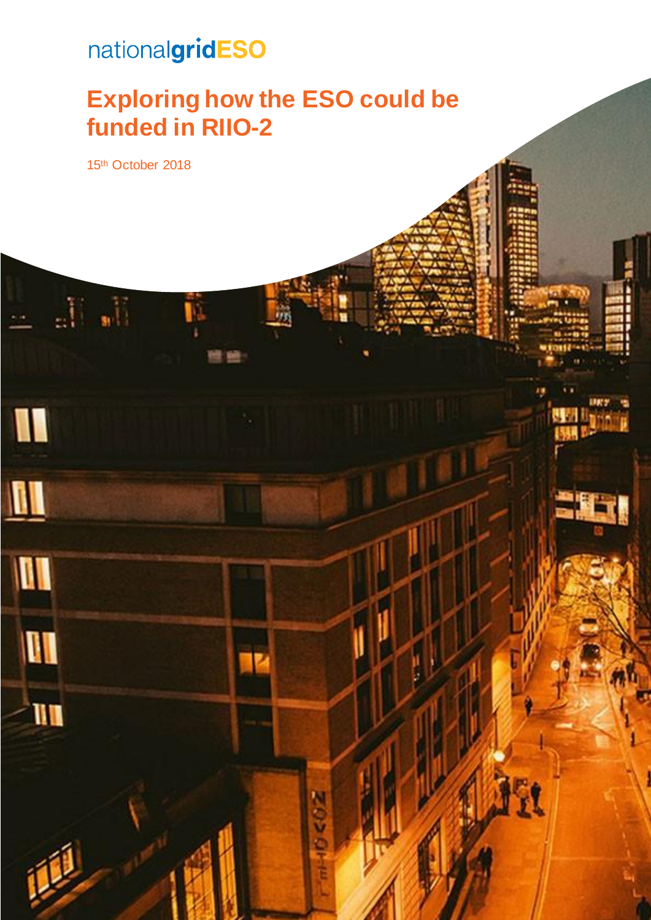nationalgridESO

# Exploring how the ESO could be funded in RIIO-2

15th October 2018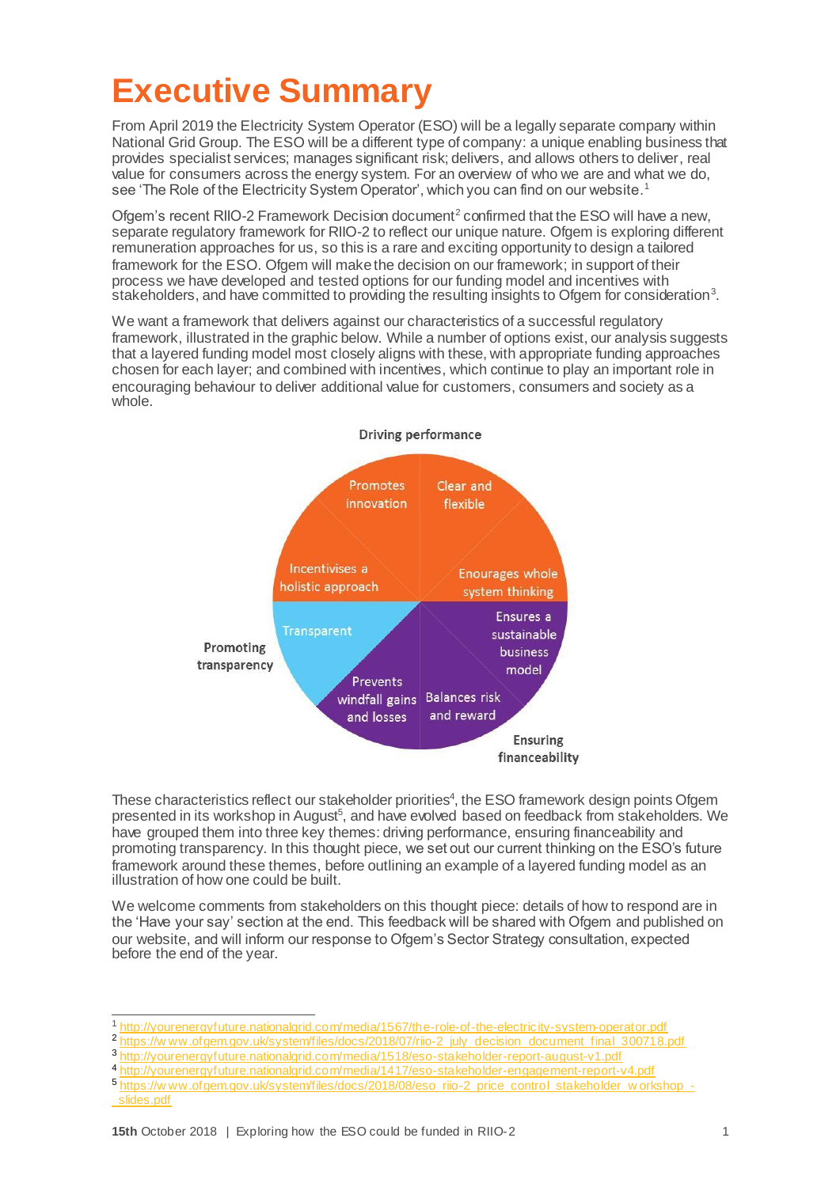# Executive Summary

From April 2019 the Electricity System Operator (ESO) will be a legally separate company within National Grid Group. The ESO will be a different type of company: a unique enabling business that provides specialist services; manages significant risk; delivers, and allows others to deliver, real value for consumers across the energy system. For an overview of who we are and what we do, see 'The Role of the Electricity System Operator', which you can find on our website.[1]

Ofgem's recent RIIO-2 Framework Decision document[2] confirmed that the ESO will have a new, separate regulatory framework for RIIO-2 to reflect our unique nature. Ofgem is exploring different remuneration approaches for us, so this is a rare and exciting opportunity to design a tailored framework for the ESO. Ofgem will make the decision on our framework; in support of their process we have developed and tested options for our funding model and incentives with stakeholders, and have committed to providing the resulting insights to Ofgem for consideration[3].

We want a framework that delivers against our characteristics of a successful regulatory framework, illustrated in the graphic below. While a number of options exist, our analysis suggests that a layered funding model most closely aligns with these, with appropriate funding approaches chosen for each layer; and combined with incentives, which continue to play an important role in encouraging behaviour to deliver additional value for customers, consumers and society as a whole.

**Driving performance**: Promotes innovation; Clear and flexible; Incentivises a holistic approach; Enourages whole system thinking

**Ensuring financeability**: Ensures a sustainable business model; Balances risk and reward; Prevents windfall gains and losses

**Promoting transparency**: Transparent

These characteristics reflect our stakeholder priorities[4], the ESO framework design points Ofgem presented in its workshop in August[5], and have evolved based on feedback from stakeholders. We have grouped them into three key themes: driving performance, ensuring financeability and promoting transparency. In this thought piece, we set out our current thinking on the ESO's future framework around these themes, before outlining an example of a layered funding model as an illustration of how one could be built.

We welcome comments from stakeholders on this thought piece: details of how to respond are in the 'Have your say' section at the end. This feedback will be shared with Ofgem and published on our website, and will inform our response to Ofgem's Sector Strategy consultation, expected before the end of the year.

---

[1] http://yourenergyfuture.nationalgrid.com/media/1567/the-role-of-the-electricity-system-operator.pdf
[2] https://www.ofgem.gov.uk/system/files/docs/2018/07/riio-2_july_decision_document_final_300718.pdf
[3] http://yourenergyfuture.nationalgrid.com/media/1518/eso-stakeholder-report-august-v1.pdf
[4] http://yourenergyfuture.nationalgrid.com/media/1417/eso-stakeholder-engagement-report-v4.pdf
[5] https://www.ofgem.gov.uk/system/files/docs/2018/08/eso_riio-2_price_control_stakeholder_workshop_-_slides.pdf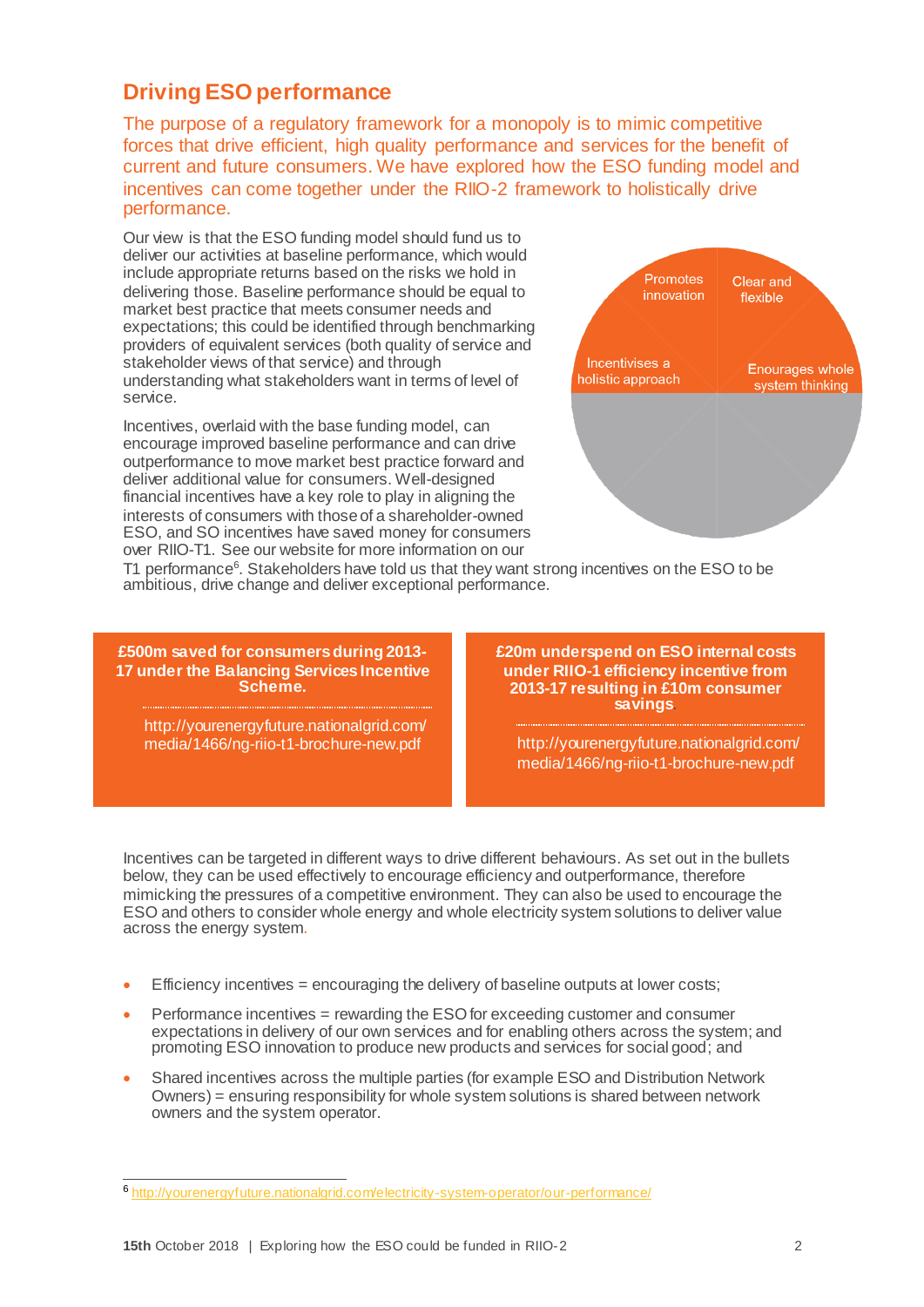## Driving ESO performance

The purpose of a regulatory framework for a monopoly is to mimic competitive forces that drive efficient, high quality performance and services for the benefit of current and future consumers. We have explored how the ESO funding model and incentives can come together under the RIIO-2 framework to holistically drive performance.

Our view is that the ESO funding model should fund us to deliver our activities at baseline performance, which would include appropriate returns based on the risks we hold in delivering those. Baseline performance should be equal to market best practice that meets consumer needs and expectations; this could be identified through benchmarking providers of equivalent services (both quality of service and stakeholder views of that service) and through understanding what stakeholders want in terms of level of service.

Promotes innovation | Clear and flexible | Incentivises a holistic approach | Enourages whole system thinking

Incentives, overlaid with the base funding model, can encourage improved baseline performance and can drive outperformance to move market best practice forward and deliver additional value for consumers. Well-designed financial incentives have a key role to play in aligning the interests of consumers with those of a shareholder-owned ESO, and SO incentives have saved money for consumers over RIIO-T1. See our website for more information on our T1 performance[6]. Stakeholders have told us that they want strong incentives on the ESO to be ambitious, drive change and deliver exceptional performance.

**£500m saved for consumers during 2013-17 under the Balancing Services Incentive Scheme.**

http://yourenergyfuture.nationalgrid.com/media/1466/ng-riio-t1-brochure-new.pdf

**£20m underspend on ESO internal costs under RIIO-1 efficiency incentive from 2013-17 resulting in £10m consumer savings.**

http://yourenergyfuture.nationalgrid.com/media/1466/ng-riio-t1-brochure-new.pdf

Incentives can be targeted in different ways to drive different behaviours. As set out in the bullets below, they can be used effectively to encourage efficiency and outperformance, therefore mimicking the pressures of a competitive environment. They can also be used to encourage the ESO and others to consider whole energy and whole electricity system solutions to deliver value across the energy system.

- Efficiency incentives = encouraging the delivery of baseline outputs at lower costs;
- Performance incentives = rewarding the ESO for exceeding customer and consumer expectations in delivery of our own services and for enabling others across the system; and promoting ESO innovation to produce new products and services for social good; and
- Shared incentives across the multiple parties (for example ESO and Distribution Network Owners) = ensuring responsibility for whole system solutions is shared between network owners and the system operator.

[6] http://yourenergyfuture.nationalgrid.com/electricity-system-operator/our-performance/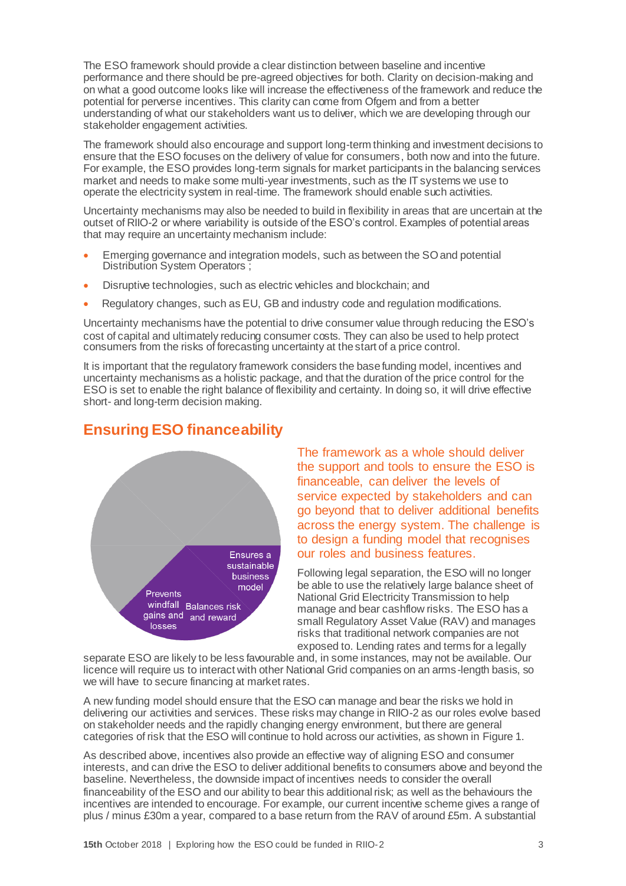The ESO framework should provide a clear distinction between baseline and incentive performance and there should be pre-agreed objectives for both. Clarity on decision-making and on what a good outcome looks like will increase the effectiveness of the framework and reduce the potential for perverse incentives. This clarity can come from Ofgem and from a better understanding of what our stakeholders want us to deliver, which we are developing through our stakeholder engagement activities.

The framework should also encourage and support long-term thinking and investment decisions to ensure that the ESO focuses on the delivery of value for consumers, both now and into the future. For example, the ESO provides long-term signals for market participants in the balancing services market and needs to make some multi-year investments, such as the IT systems we use to operate the electricity system in real-time. The framework should enable such activities.

Uncertainty mechanisms may also be needed to build in flexibility in areas that are uncertain at the outset of RIIO-2 or where variability is outside of the ESO's control. Examples of potential areas that may require an uncertainty mechanism include:

- Emerging governance and integration models, such as between the SO and potential Distribution System Operators ;
- Disruptive technologies, such as electric vehicles and blockchain; and
- Regulatory changes, such as EU, GB and industry code and regulation modifications.

Uncertainty mechanisms have the potential to drive consumer value through reducing the ESO's cost of capital and ultimately reducing consumer costs. They can also be used to help protect consumers from the risks of forecasting uncertainty at the start of a price control.

It is important that the regulatory framework considers the base funding model, incentives and uncertainty mechanisms as a holistic package, and that the duration of the price control for the ESO is set to enable the right balance of flexibility and certainty. In doing so, it will drive effective short- and long-term decision making.

## Ensuring ESO financeability

Ensures a sustainable business model

Prevents windfall gains and losses

Balances risk and reward

The framework as a whole should deliver the support and tools to ensure the ESO is financeable, can deliver the levels of service expected by stakeholders and can go beyond that to deliver additional benefits across the energy system. The challenge is to design a funding model that recognises our roles and business features.

Following legal separation, the ESO will no longer be able to use the relatively large balance sheet of National Grid Electricity Transmission to help manage and bear cashflow risks. The ESO has a small Regulatory Asset Value (RAV) and manages risks that traditional network companies are not exposed to. Lending rates and terms for a legally separate ESO are likely to be less favourable and, in some instances, may not be available. Our licence will require us to interact with other National Grid companies on an arms-length basis, so we will have to secure financing at market rates.

A new funding model should ensure that the ESO can manage and bear the risks we hold in delivering our activities and services. These risks may change in RIIO-2 as our roles evolve based on stakeholder needs and the rapidly changing energy environment, but there are general categories of risk that the ESO will continue to hold across our activities, as shown in Figure 1.

As described above, incentives also provide an effective way of aligning ESO and consumer interests, and can drive the ESO to deliver additional benefits to consumers above and beyond the baseline. Nevertheless, the downside impact of incentives needs to consider the overall financeability of the ESO and our ability to bear this additional risk; as well as the behaviours the incentives are intended to encourage. For example, our current incentive scheme gives a range of plus / minus £30m a year, compared to a base return from the RAV of around £5m. A substantial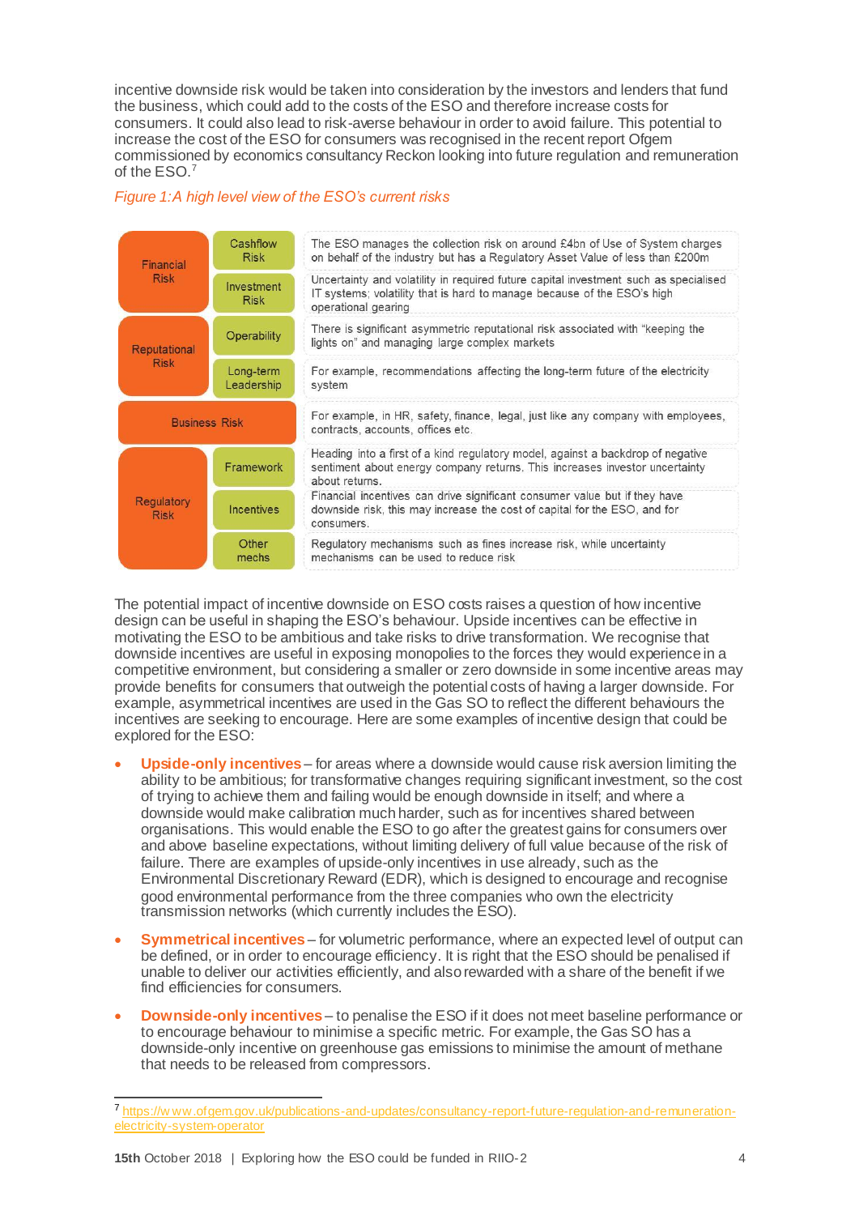incentive downside risk would be taken into consideration by the investors and lenders that fund the business, which could add to the costs of the ESO and therefore increase costs for consumers. It could also lead to risk-averse behaviour in order to avoid failure. This potential to increase the cost of the ESO for consumers was recognised in the recent report Ofgem commissioned by economics consultancy Reckon looking into future regulation and remuneration of the ESO.[7]

*Figure 1: A high level view of the ESO's current risks*

| Risk | Sub-category | Description |
|---|---|---|
| Financial Risk | Cashflow Risk | The ESO manages the collection risk on around £4bn of Use of System charges on behalf of the industry but has a Regulatory Asset Value of less than £200m |
| | Investment Risk | Uncertainty and volatility in required future capital investment such as specialised IT systems; volatility that is hard to manage because of the ESO's high operational gearing |
| Reputational Risk | Operability | There is significant asymmetric reputational risk associated with "keeping the lights on" and managing large complex markets |
| | Long-term Leadership | For example, recommendations affecting the long-term future of the electricity system |
| Business Risk | | For example, in HR, safety, finance, legal, just like any company with employees, contracts, accounts, offices etc. |
| Regulatory Risk | Framework | Heading into a first of a kind regulatory model, against a backdrop of negative sentiment about energy company returns. This increases investor uncertainty about returns. |
| | Incentives | Financial incentives can drive significant consumer value but if they have downside risk, this may increase the cost of capital for the ESO, and for consumers. |
| | Other mechs | Regulatory mechanisms such as fines increase risk, while uncertainty mechanisms can be used to reduce risk |

The potential impact of incentive downside on ESO costs raises a question of how incentive design can be useful in shaping the ESO's behaviour. Upside incentives can be effective in motivating the ESO to be ambitious and take risks to drive transformation. We recognise that downside incentives are useful in exposing monopolies to the forces they would experience in a competitive environment, but considering a smaller or zero downside in some incentive areas may provide benefits for consumers that outweigh the potential costs of having a larger downside. For example, asymmetrical incentives are used in the Gas SO to reflect the different behaviours the incentives are seeking to encourage. Here are some examples of incentive design that could be explored for the ESO:

- **Upside-only incentives** – for areas where a downside would cause risk aversion limiting the ability to be ambitious; for transformative changes requiring significant investment, so the cost of trying to achieve them and failing would be enough downside in itself; and where a downside would make calibration much harder, such as for incentives shared between organisations. This would enable the ESO to go after the greatest gains for consumers over and above baseline expectations, without limiting delivery of full value because of the risk of failure. There are examples of upside-only incentives in use already, such as the Environmental Discretionary Reward (EDR), which is designed to encourage and recognise good environmental performance from the three companies who own the electricity transmission networks (which currently includes the ESO).

- **Symmetrical incentives** – for volumetric performance, where an expected level of output can be defined, or in order to encourage efficiency. It is right that the ESO should be penalised if unable to deliver our activities efficiently, and also rewarded with a share of the benefit if we find efficiencies for consumers.

- **Downside-only incentives** – to penalise the ESO if it does not meet baseline performance or to encourage behaviour to minimise a specific metric. For example, the Gas SO has a downside-only incentive on greenhouse gas emissions to minimise the amount of methane that needs to be released from compressors.

---

[7] https://www.ofgem.gov.uk/publications-and-updates/consultancy-report-future-regulation-and-remuneration-electricity-system-operator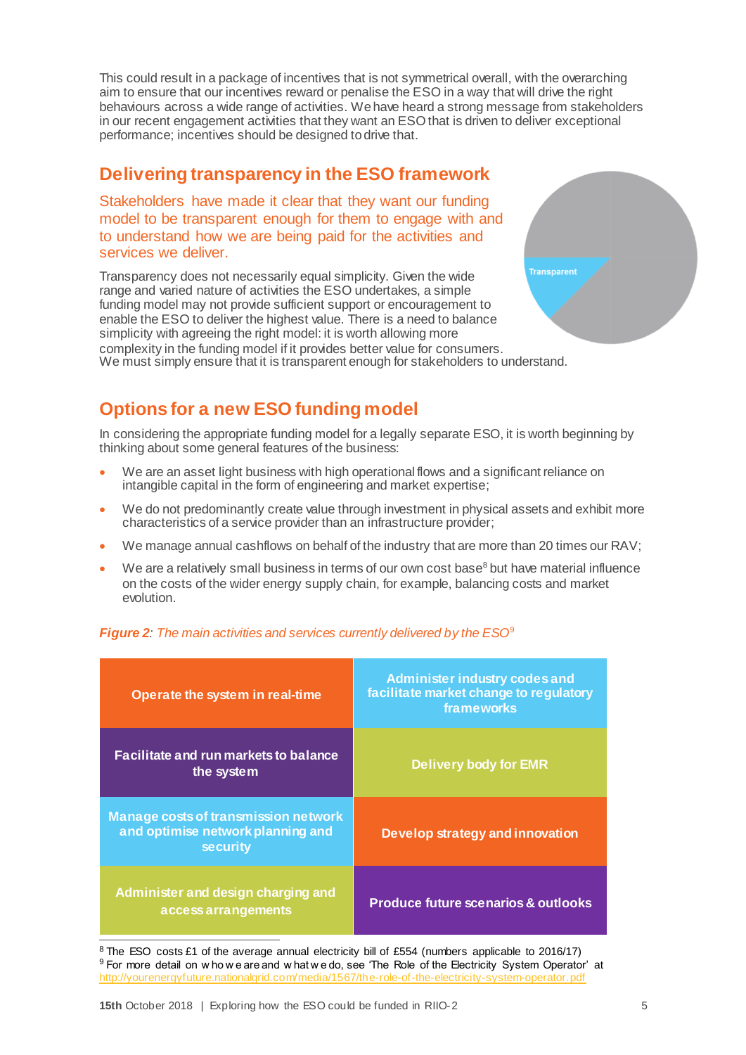This could result in a package of incentives that is not symmetrical overall, with the overarching aim to ensure that our incentives reward or penalise the ESO in a way that will drive the right behaviours across a wide range of activities. We have heard a strong message from stakeholders in our recent engagement activities that they want an ESO that is driven to deliver exceptional performance; incentives should be designed to drive that.

## Delivering transparency in the ESO framework

Stakeholders have made it clear that they want our funding model to be transparent enough for them to engage with and to understand how we are being paid for the activities and services we deliver.

Transparent

Transparency does not necessarily equal simplicity. Given the wide range and varied nature of activities the ESO undertakes, a simple funding model may not provide sufficient support or encouragement to enable the ESO to deliver the highest value. There is a need to balance simplicity with agreeing the right model: it is worth allowing more complexity in the funding model if it provides better value for consumers. We must simply ensure that it is transparent enough for stakeholders to understand.

## Options for a new ESO funding model

In considering the appropriate funding model for a legally separate ESO, it is worth beginning by thinking about some general features of the business:

- We are an asset light business with high operational flows and a significant reliance on intangible capital in the form of engineering and market expertise;
- We do not predominantly create value through investment in physical assets and exhibit more characteristics of a service provider than an infrastructure provider;
- We manage annual cashflows on behalf of the industry that are more than 20 times our RAV;
- We are a relatively small business in terms of our own cost base[8] but have material influence on the costs of the wider energy supply chain, for example, balancing costs and market evolution.

***Figure 2****: The main activities and services currently delivered by the ESO*[9]

| | |
|---|---|
| Operate the system in real-time | Administer industry codes and facilitate market change to regulatory frameworks |
| Facilitate and run markets to balance the system | Delivery body for EMR |
| Manage costs of transmission network and optimise network planning and security | Develop strategy and innovation |
| Administer and design charging and access arrangements | Produce future scenarios & outlooks |

[8] The ESO costs £1 of the average annual electricity bill of £554 (numbers applicable to 2016/17)
[9] For more detail on who we are and what we do, see 'The Role of the Electricity System Operator' at http://yourenergyfuture.nationalgrid.com/media/1567/the-role-of-the-electricity-system-operator.pdf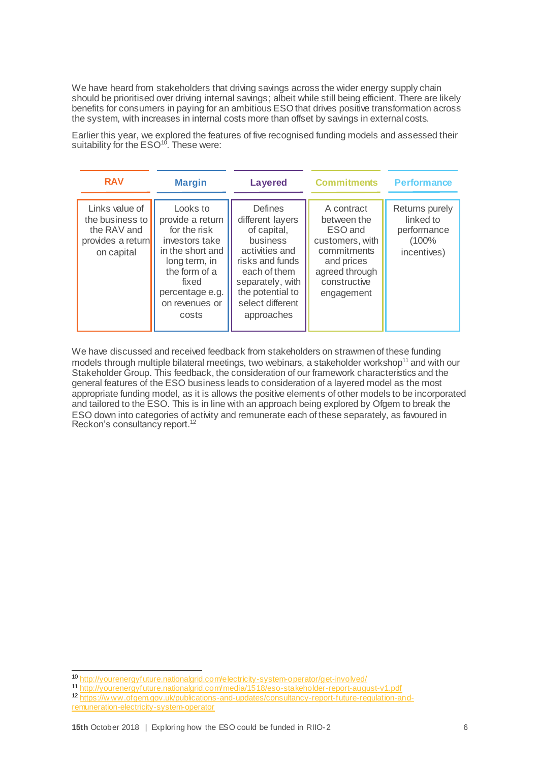We have heard from stakeholders that driving savings across the wider energy supply chain should be prioritised over driving internal savings; albeit while still being efficient. There are likely benefits for consumers in paying for an ambitious ESO that drives positive transformation across the system, with increases in internal costs more than offset by savings in external costs.

Earlier this year, we explored the features of five recognised funding models and assessed their suitability for the ESO[10]. These were:

| RAV | Margin | Layered | Commitments | Performance |
|---|---|---|---|---|
| Links value of the business to the RAV and provides a return on capital | Looks to provide a return for the risk investors take in the short and long term, in the form of a fixed percentage e.g. on revenues or costs | Defines different layers of capital, business activities and risks and funds each of them separately, with the potential to select different approaches | A contract between the ESO and customers, with commitments and prices agreed through constructive engagement | Returns purely linked to performance (100% incentives) |

We have discussed and received feedback from stakeholders on strawmen of these funding models through multiple bilateral meetings, two webinars, a stakeholder workshop[11] and with our Stakeholder Group. This feedback, the consideration of our framework characteristics and the general features of the ESO business leads to consideration of a layered model as the most appropriate funding model, as it is allows the positive elements of other models to be incorporated and tailored to the ESO. This is in line with an approach being explored by Ofgem to break the ESO down into categories of activity and remunerate each of these separately, as favoured in Reckon's consultancy report.[12]

---

[10] http://yourenergyfuture.nationalgrid.com/electricity-system-operator/get-involved/

[11] http://yourenergyfuture.nationalgrid.com/media/1518/eso-stakeholder-report-august-v1.pdf

[12] https://www.ofgem.gov.uk/publications-and-updates/consultancy-report-future-regulation-and-remuneration-electricity-system-operator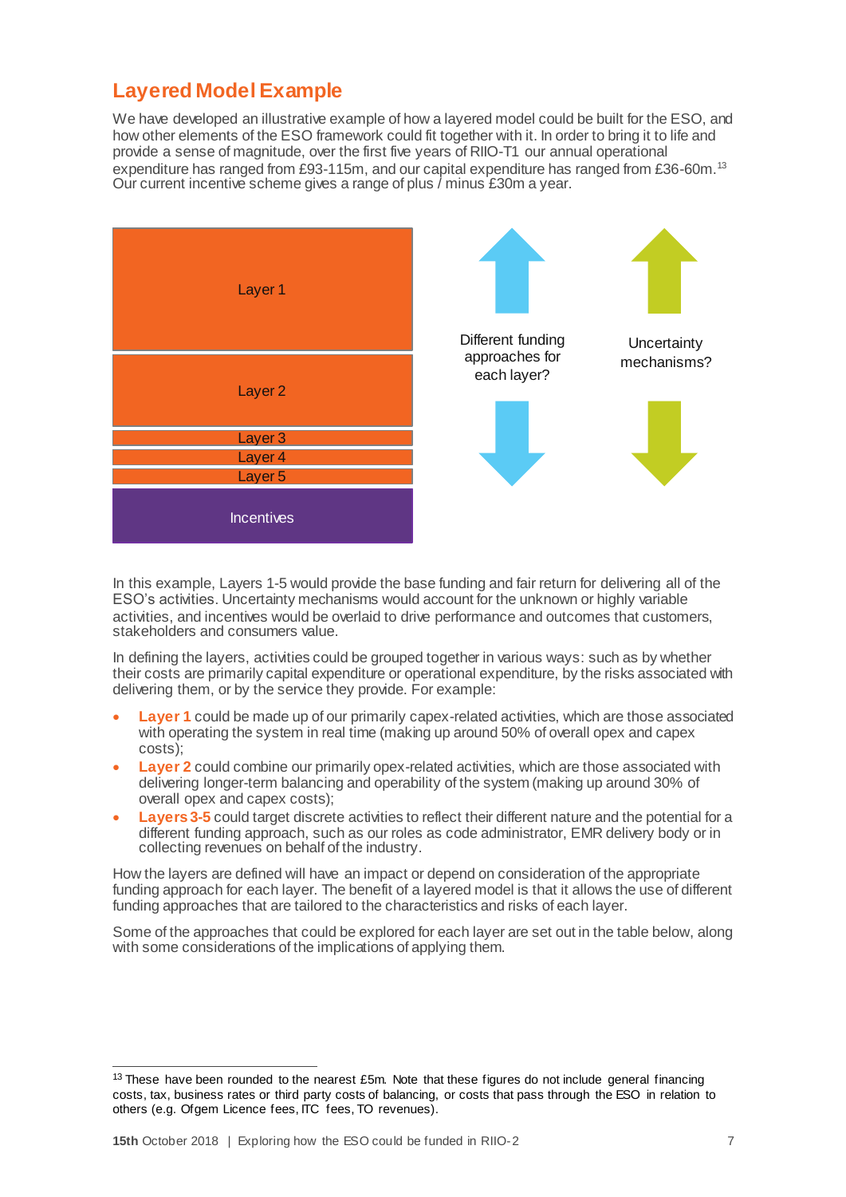## Layered Model Example

We have developed an illustrative example of how a layered model could be built for the ESO, and how other elements of the ESO framework could fit together with it. In order to bring it to life and provide a sense of magnitude, over the first five years of RIIO-T1 our annual operational expenditure has ranged from £93-115m, and our capital expenditure has ranged from £36-60m.[13] Our current incentive scheme gives a range of plus / minus £30m a year.

Layer 1

Layer 2

Layer 3

Layer 4

Layer 5

Incentives

Different funding approaches for each layer?

Uncertainty mechanisms?

In this example, Layers 1-5 would provide the base funding and fair return for delivering all of the ESO's activities. Uncertainty mechanisms would account for the unknown or highly variable activities, and incentives would be overlaid to drive performance and outcomes that customers, stakeholders and consumers value.

In defining the layers, activities could be grouped together in various ways: such as by whether their costs are primarily capital expenditure or operational expenditure, by the risks associated with delivering them, or by the service they provide. For example:

- **Layer 1** could be made up of our primarily capex-related activities, which are those associated with operating the system in real time (making up around 50% of overall opex and capex costs);
- **Layer 2** could combine our primarily opex-related activities, which are those associated with delivering longer-term balancing and operability of the system (making up around 30% of overall opex and capex costs);
- **Layers 3-5** could target discrete activities to reflect their different nature and the potential for a different funding approach, such as our roles as code administrator, EMR delivery body or in collecting revenues on behalf of the industry.

How the layers are defined will have an impact or depend on consideration of the appropriate funding approach for each layer. The benefit of a layered model is that it allows the use of different funding approaches that are tailored to the characteristics and risks of each layer.

Some of the approaches that could be explored for each layer are set out in the table below, along with some considerations of the implications of applying them.

[13] These have been rounded to the nearest £5m. Note that these figures do not include general financing costs, tax, business rates or third party costs of balancing, or costs that pass through the ESO in relation to others (e.g. Ofgem Licence fees, ITC fees, TO revenues).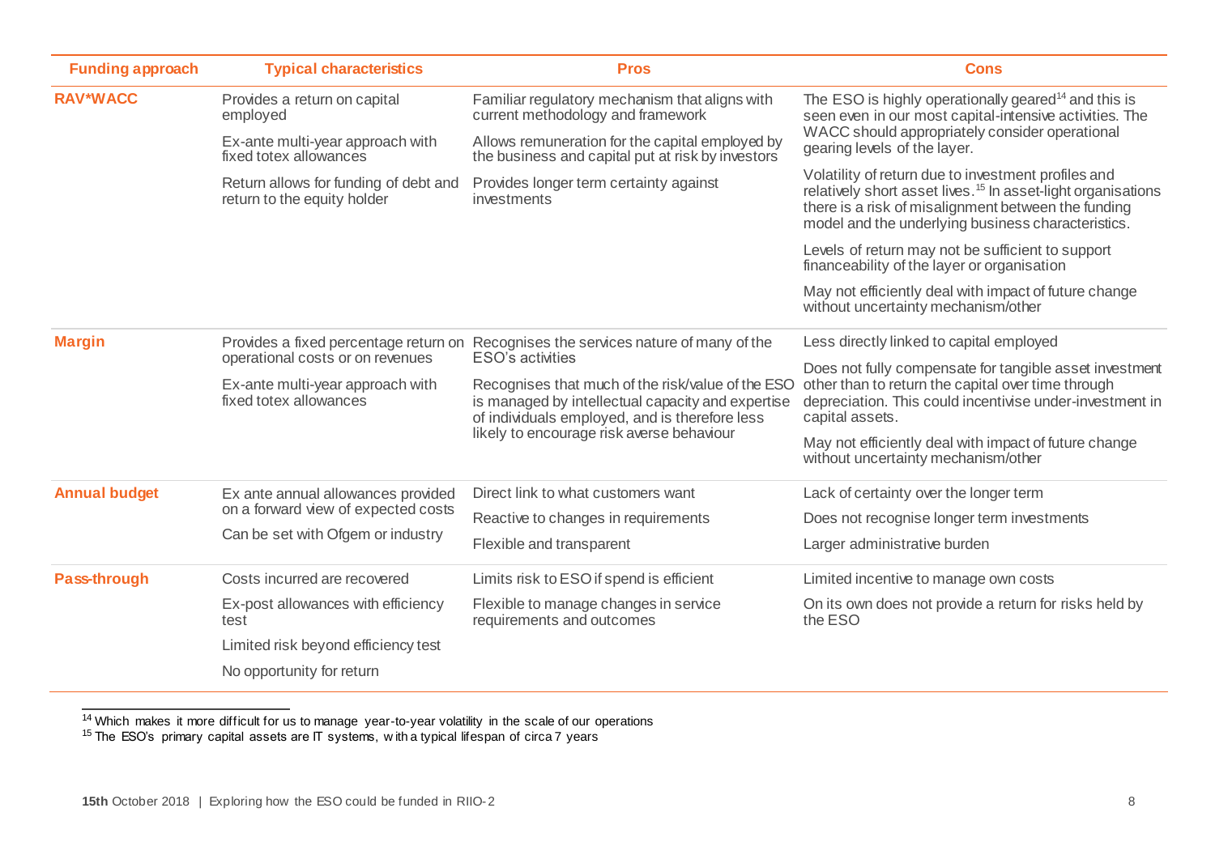| Funding approach | Typical characteristics | Pros | Cons |
| --- | --- | --- | --- |
| **RAV*WACC** | Provides a return on capital employed<br>Ex-ante multi-year approach with fixed totex allowances<br>Return allows for funding of debt and return to the equity holder | Familiar regulatory mechanism that aligns with current methodology and framework<br>Allows remuneration for the capital employed by the business and capital put at risk by investors<br>Provides longer term certainty against investments | The ESO is highly operationally geared[14] and this is seen even in our most capital-intensive activities. The WACC should appropriately consider operational gearing levels of the layer.<br>Volatility of return due to investment profiles and relatively short asset lives.[15] In asset-light organisations there is a risk of misalignment between the funding model and the underlying business characteristics.<br>Levels of return may not be sufficient to support financeability of the layer or organisation<br>May not efficiently deal with impact of future change without uncertainty mechanism/other |
| **Margin** | Provides a fixed percentage return on operational costs or on revenues<br>Ex-ante multi-year approach with fixed totex allowances | Recognises the services nature of many of the ESO's activities<br>Recognises that much of the risk/value of the ESO is managed by intellectual capacity and expertise of individuals employed, and is therefore less likely to encourage risk averse behaviour | Less directly linked to capital employed<br>Does not fully compensate for tangible asset investment other than to return the capital over time through depreciation. This could incentivise under-investment in capital assets.<br>May not efficiently deal with impact of future change without uncertainty mechanism/other |
| **Annual budget** | Ex ante annual allowances provided on a forward view of expected costs<br>Can be set with Ofgem or industry | Direct link to what customers want<br>Reactive to changes in requirements<br>Flexible and transparent | Lack of certainty over the longer term<br>Does not recognise longer term investments<br>Larger administrative burden |
| **Pass-through** | Costs incurred are recovered<br>Ex-post allowances with efficiency test<br>Limited risk beyond efficiency test<br>No opportunity for return | Limits risk to ESO if spend is efficient<br>Flexible to manage changes in service requirements and outcomes | Limited incentive to manage own costs<br>On its own does not provide a return for risks held by the ESO |

[14] Which makes it more difficult for us to manage year-to-year volatility in the scale of our operations

[15] The ESO's primary capital assets are IT systems, with a typical lifespan of circa 7 years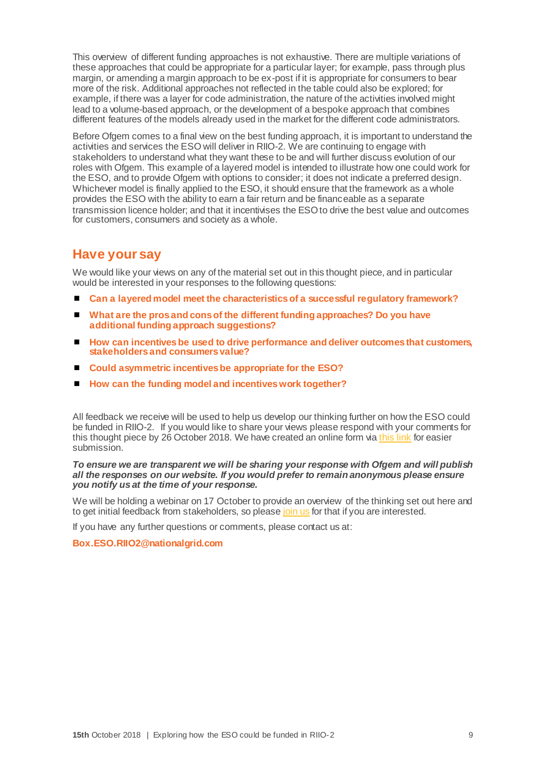This overview of different funding approaches is not exhaustive. There are multiple variations of these approaches that could be appropriate for a particular layer; for example, pass through plus margin, or amending a margin approach to be ex-post if it is appropriate for consumers to bear more of the risk. Additional approaches not reflected in the table could also be explored; for example, if there was a layer for code administration, the nature of the activities involved might lead to a volume-based approach, or the development of a bespoke approach that combines different features of the models already used in the market for the different code administrators.

Before Ofgem comes to a final view on the best funding approach, it is important to understand the activities and services the ESO will deliver in RIIO-2. We are continuing to engage with stakeholders to understand what they want these to be and will further discuss evolution of our roles with Ofgem. This example of a layered model is intended to illustrate how one could work for the ESO, and to provide Ofgem with options to consider; it does not indicate a preferred design. Whichever model is finally applied to the ESO, it should ensure that the framework as a whole provides the ESO with the ability to earn a fair return and be financeable as a separate transmission licence holder; and that it incentivises the ESO to drive the best value and outcomes for customers, consumers and society as a whole.

## Have your say

We would like your views on any of the material set out in this thought piece, and in particular would be interested in your responses to the following questions:

- **Can a layered model meet the characteristics of a successful regulatory framework?**
- **What are the pros and cons of the different funding approaches? Do you have additional funding approach suggestions?**
- **How can incentives be used to drive performance and deliver outcomes that customers, stakeholders and consumers value?**
- **Could asymmetric incentives be appropriate for the ESO?**
- **How can the funding model and incentives work together?**

All feedback we receive will be used to help us develop our thinking further on how the ESO could be funded in RIIO-2. If you would like to share your views please respond with your comments for this thought piece by 26 October 2018. We have created an online form via this link for easier submission.

***To ensure we are transparent we will be sharing your response with Ofgem and will publish all the responses on our website. If you would prefer to remain anonymous please ensure you notify us at the time of your response.***

We will be holding a webinar on 17 October to provide an overview of the thinking set out here and to get initial feedback from stakeholders, so please join us for that if you are interested.

If you have any further questions or comments, please contact us at:

**Box.ESO.RIIO2@nationalgrid.com**